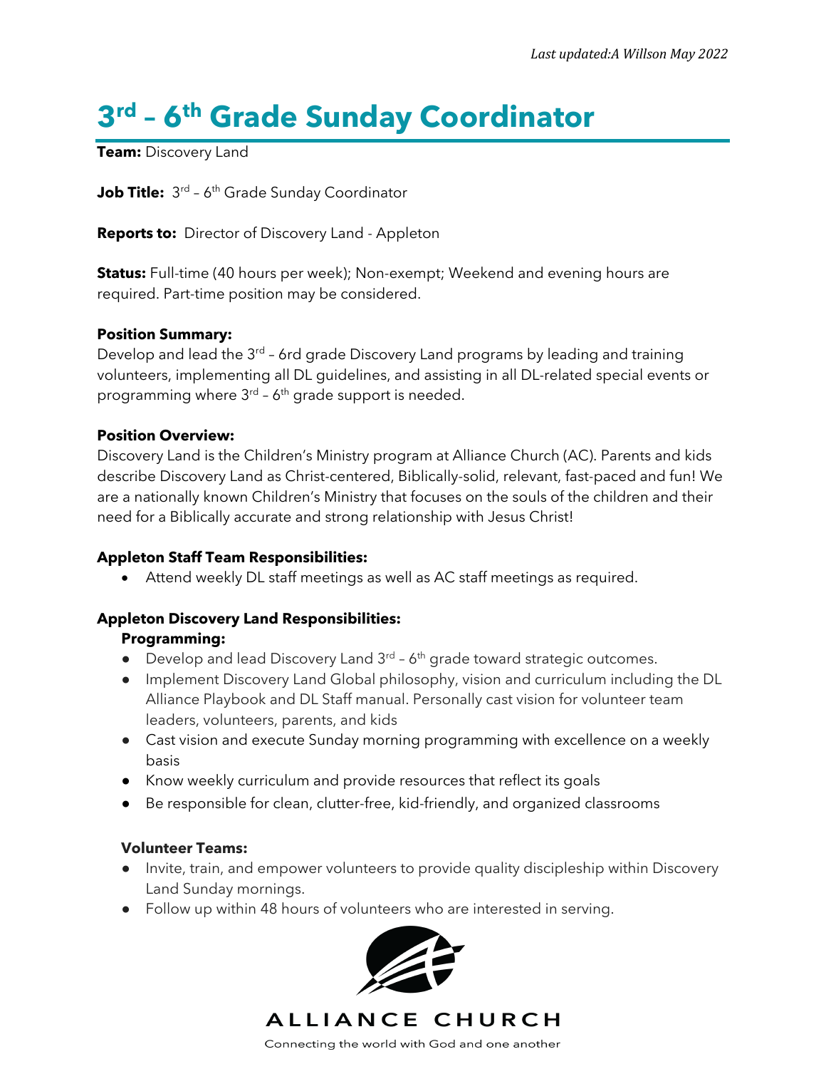*Last updated:A Willson May 2022*

# 3rd – 6th Grade Sunday Coordinator

**Team:** Discovery Land

**Job Title:** 3rd – 6th Grade Sunday Coordinator

**Reports to:** Director of Discovery Land - Appleton

**Status:** Full-time (40 hours per week); Non-exempt; Weekend and evening hours are required. Part-time position may be considered.

**Position Summary:**
Develop and lead the 3rd – 6rd grade Discovery Land programs by leading and training volunteers, implementing all DL guidelines, and assisting in all DL-related special events or programming where 3rd – 6th grade support is needed.

**Position Overview:**
Discovery Land is the Children's Ministry program at Alliance Church (AC). Parents and kids describe Discovery Land as Christ-centered, Biblically-solid, relevant, fast-paced and fun! We are a nationally known Children's Ministry that focuses on the souls of the children and their need for a Biblically accurate and strong relationship with Jesus Christ!

**Appleton Staff Team Responsibilities:**

- Attend weekly DL staff meetings as well as AC staff meetings as required.

**Appleton Discovery Land Responsibilities:**

**Programming:**

- Develop and lead Discovery Land 3rd – 6th grade toward strategic outcomes.
- Implement Discovery Land Global philosophy, vision and curriculum including the DL Alliance Playbook and DL Staff manual. Personally cast vision for volunteer team leaders, volunteers, parents, and kids
- Cast vision and execute Sunday morning programming with excellence on a weekly basis
- Know weekly curriculum and provide resources that reflect its goals
- Be responsible for clean, clutter-free, kid-friendly, and organized classrooms

**Volunteer Teams:**

- Invite, train, and empower volunteers to provide quality discipleship within Discovery Land Sunday mornings.
- Follow up within 48 hours of volunteers who are interested in serving.

ALLIANCE CHURCH

Connecting the world with God and one another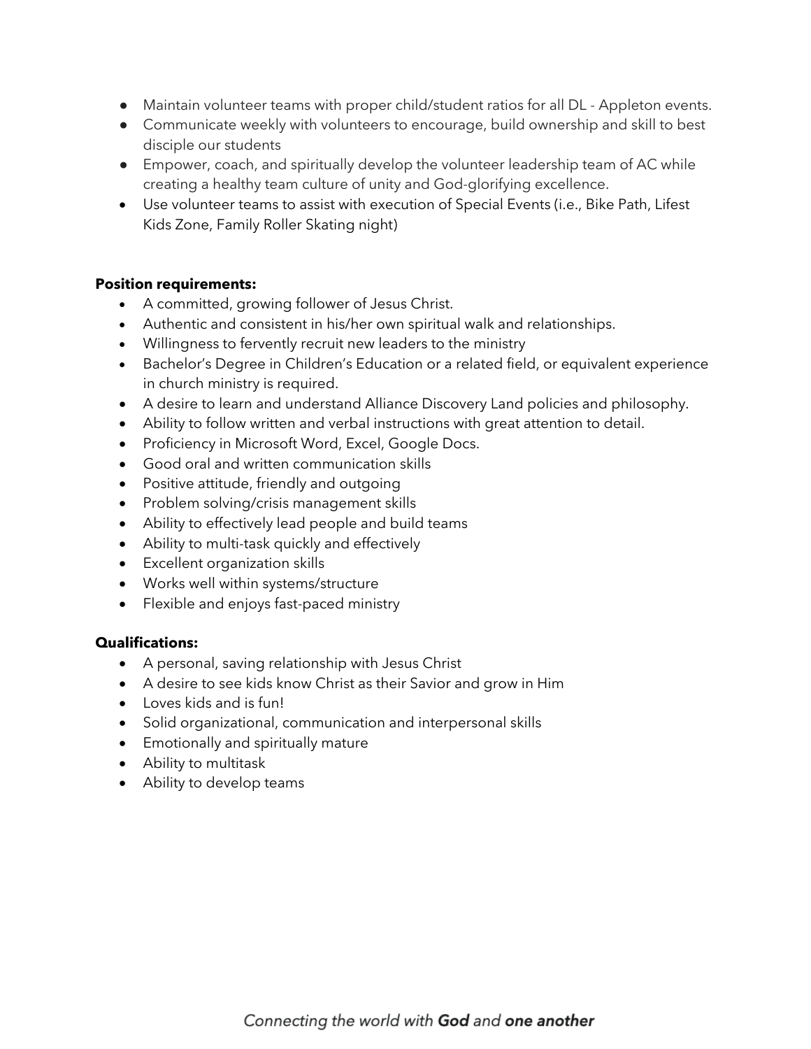- Maintain volunteer teams with proper child/student ratios for all DL - Appleton events.
- Communicate weekly with volunteers to encourage, build ownership and skill to best disciple our students
- Empower, coach, and spiritually develop the volunteer leadership team of AC while creating a healthy team culture of unity and God-glorifying excellence.
- Use volunteer teams to assist with execution of Special Events (i.e., Bike Path, Lifest Kids Zone, Family Roller Skating night)

**Position requirements:**

- A committed, growing follower of Jesus Christ.
- Authentic and consistent in his/her own spiritual walk and relationships.
- Willingness to fervently recruit new leaders to the ministry
- Bachelor's Degree in Children's Education or a related field, or equivalent experience in church ministry is required.
- A desire to learn and understand Alliance Discovery Land policies and philosophy.
- Ability to follow written and verbal instructions with great attention to detail.
- Proficiency in Microsoft Word, Excel, Google Docs.
- Good oral and written communication skills
- Positive attitude, friendly and outgoing
- Problem solving/crisis management skills
- Ability to effectively lead people and build teams
- Ability to multi-task quickly and effectively
- Excellent organization skills
- Works well within systems/structure
- Flexible and enjoys fast-paced ministry

**Qualifications:**

- A personal, saving relationship with Jesus Christ
- A desire to see kids know Christ as their Savior and grow in Him
- Loves kids and is fun!
- Solid organizational, communication and interpersonal skills
- Emotionally and spiritually mature
- Ability to multitask
- Ability to develop teams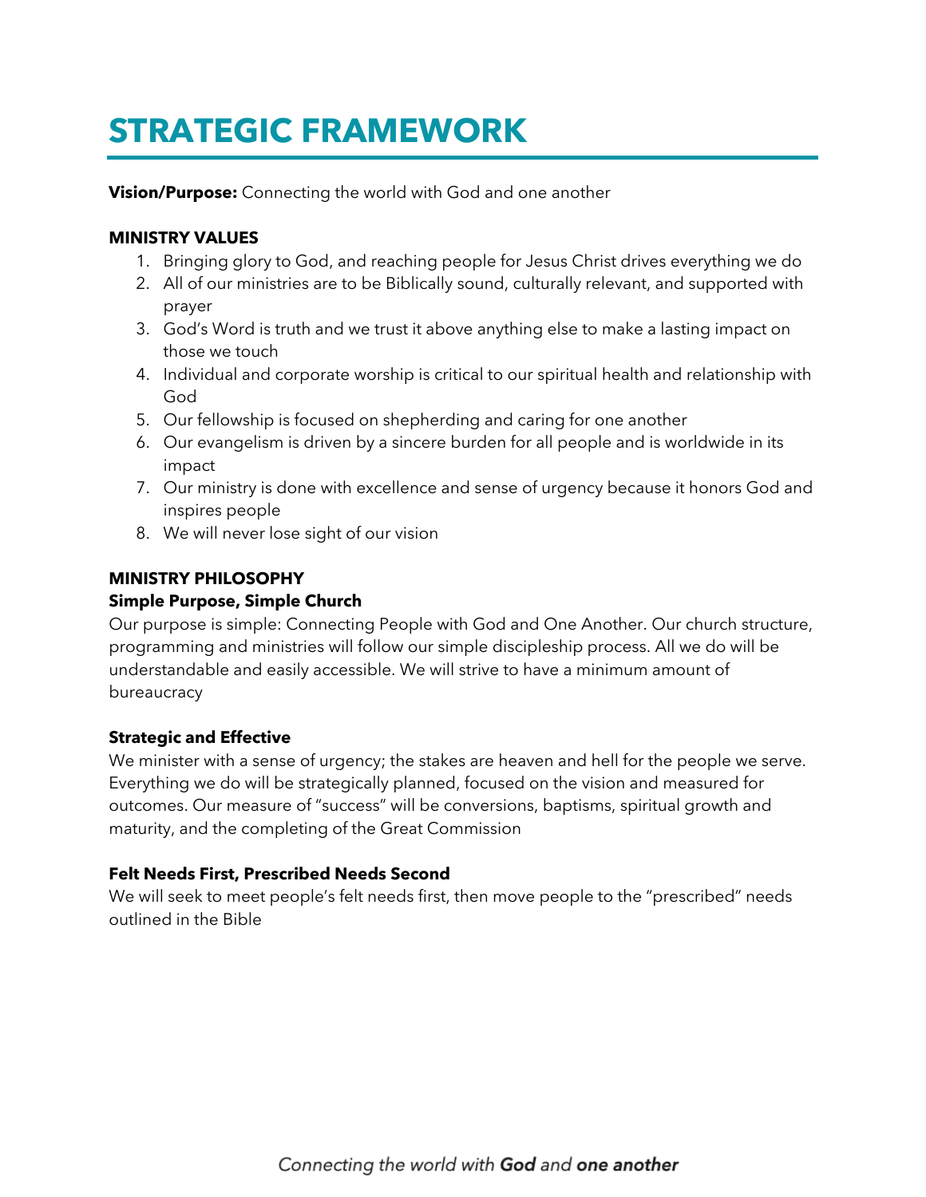# STRATEGIC FRAMEWORK

**Vision/Purpose:** Connecting the world with God and one another

**MINISTRY VALUES**

1. Bringing glory to God, and reaching people for Jesus Christ drives everything we do
2. All of our ministries are to be Biblically sound, culturally relevant, and supported with prayer
3. God's Word is truth and we trust it above anything else to make a lasting impact on those we touch
4. Individual and corporate worship is critical to our spiritual health and relationship with God
5. Our fellowship is focused on shepherding and caring for one another
6. Our evangelism is driven by a sincere burden for all people and is worldwide in its impact
7. Our ministry is done with excellence and sense of urgency because it honors God and inspires people
8. We will never lose sight of our vision

**MINISTRY PHILOSOPHY**

**Simple Purpose, Simple Church**

Our purpose is simple: Connecting People with God and One Another. Our church structure, programming and ministries will follow our simple discipleship process. All we do will be understandable and easily accessible. We will strive to have a minimum amount of bureaucracy

**Strategic and Effective**

We minister with a sense of urgency; the stakes are heaven and hell for the people we serve. Everything we do will be strategically planned, focused on the vision and measured for outcomes. Our measure of "success" will be conversions, baptisms, spiritual growth and maturity, and the completing of the Great Commission

**Felt Needs First, Prescribed Needs Second**

We will seek to meet people's felt needs first, then move people to the "prescribed" needs outlined in the Bible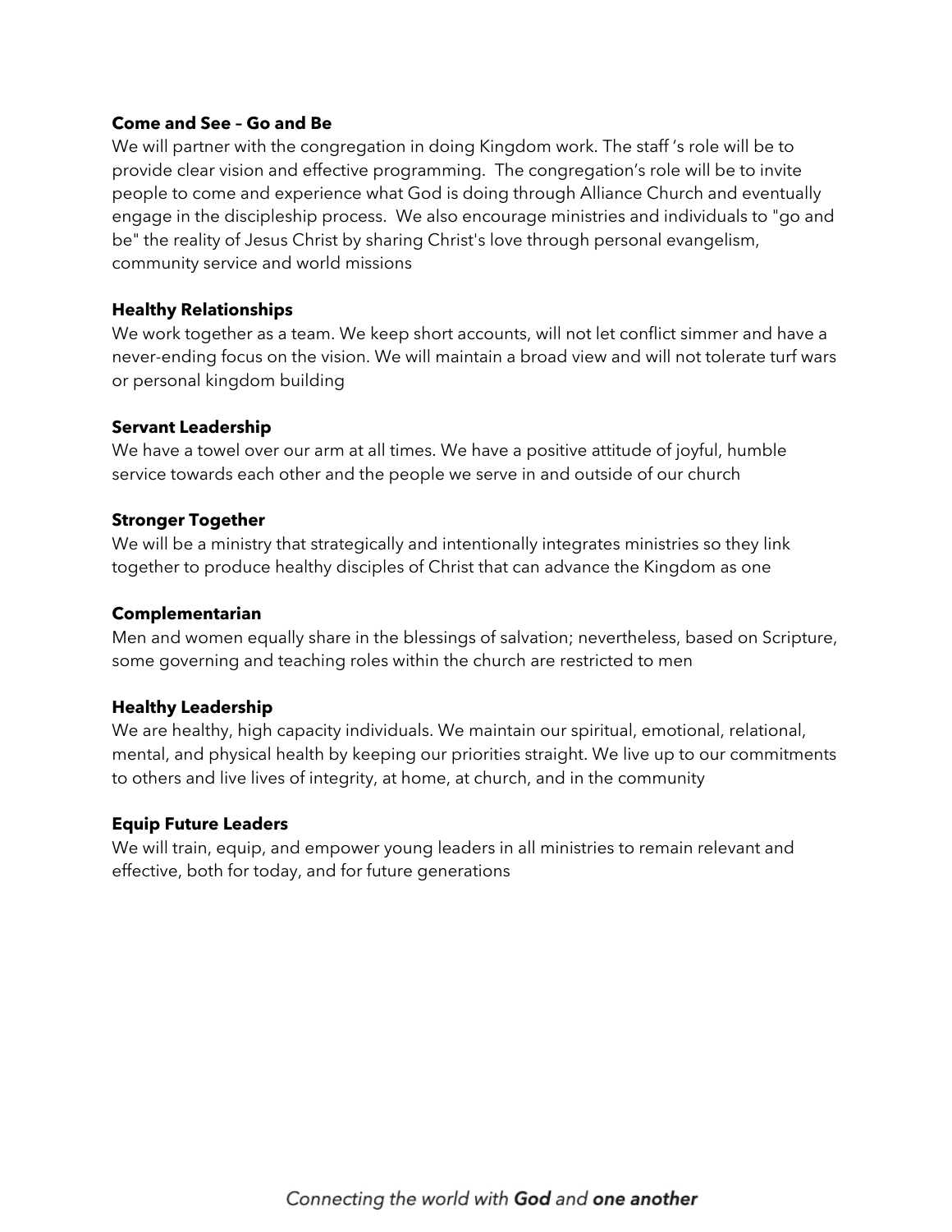**Come and See – Go and Be**
We will partner with the congregation in doing Kingdom work. The staff 's role will be to provide clear vision and effective programming. The congregation's role will be to invite people to come and experience what God is doing through Alliance Church and eventually engage in the discipleship process. We also encourage ministries and individuals to "go and be" the reality of Jesus Christ by sharing Christ's love through personal evangelism, community service and world missions

**Healthy Relationships**
We work together as a team. We keep short accounts, will not let conflict simmer and have a never-ending focus on the vision. We will maintain a broad view and will not tolerate turf wars or personal kingdom building

**Servant Leadership**
We have a towel over our arm at all times. We have a positive attitude of joyful, humble service towards each other and the people we serve in and outside of our church

**Stronger Together**
We will be a ministry that strategically and intentionally integrates ministries so they link together to produce healthy disciples of Christ that can advance the Kingdom as one

**Complementarian**
Men and women equally share in the blessings of salvation; nevertheless, based on Scripture, some governing and teaching roles within the church are restricted to men

**Healthy Leadership**
We are healthy, high capacity individuals. We maintain our spiritual, emotional, relational, mental, and physical health by keeping our priorities straight. We live up to our commitments to others and live lives of integrity, at home, at church, and in the community

**Equip Future Leaders**
We will train, equip, and empower young leaders in all ministries to remain relevant and effective, both for today, and for future generations